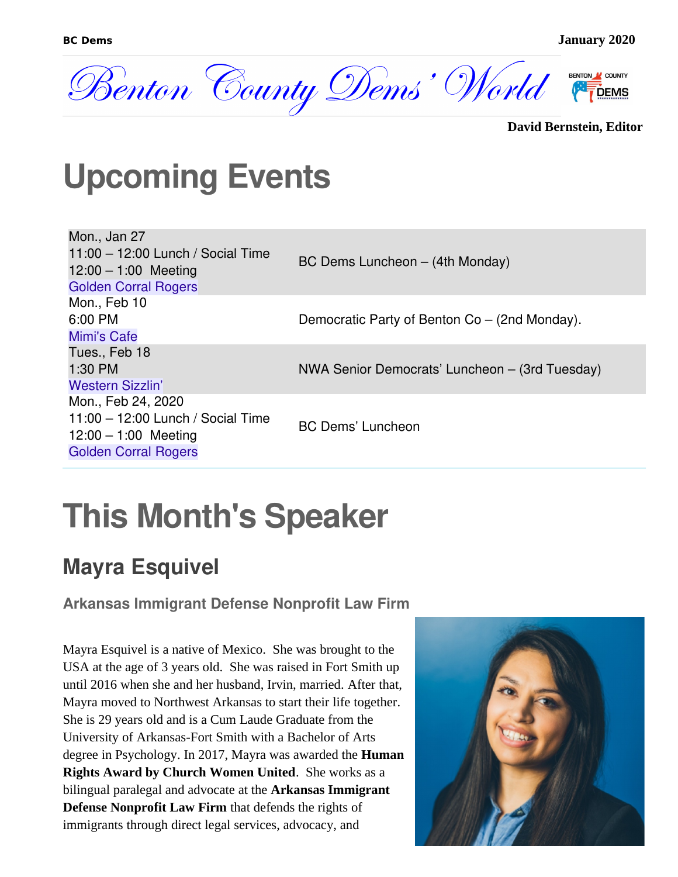# Benton County Dems' World

**David Bernstein, Editor**

# Upcoming Events

| | |
|---|---|
| Mon., Jan 27<br>11:00 – 12:00 Lunch / Social Time<br>12:00 – 1:00 Meeting<br>Golden Corral Rogers | BC Dems Luncheon – (4th Monday) |
| Mon., Feb 10<br>6:00 PM<br>Mimi's Cafe | Democratic Party of Benton Co – (2nd Monday). |
| Tues., Feb 18<br>1:30 PM<br>Western Sizzlin' | NWA Senior Democrats' Luncheon – (3rd Tuesday) |
| Mon., Feb 24, 2020<br>11:00 – 12:00 Lunch / Social Time<br>12:00 – 1:00 Meeting<br>Golden Corral Rogers | BC Dems' Luncheon |

# This Month's Speaker

## Mayra Esquivel

### Arkansas Immigrant Defense Nonprofit Law Firm

Mayra Esquivel is a native of Mexico. She was brought to the USA at the age of 3 years old. She was raised in Fort Smith up until 2016 when she and her husband, Irvin, married. After that, Mayra moved to Northwest Arkansas to start their life together. She is 29 years old and is a Cum Laude Graduate from the University of Arkansas-Fort Smith with a Bachelor of Arts degree in Psychology. In 2017, Mayra was awarded the **Human Rights Award by Church Women United**. She works as a bilingual paralegal and advocate at the **Arkansas Immigrant Defense Nonprofit Law Firm** that defends the rights of immigrants through direct legal services, advocacy, and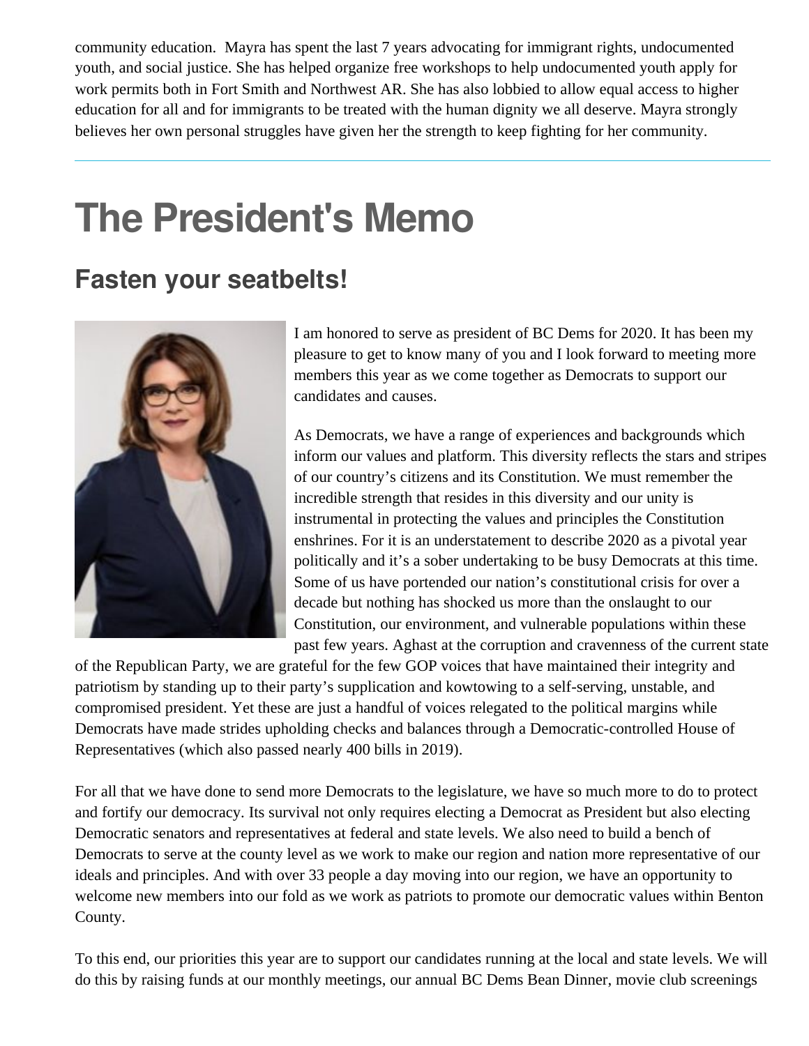community education.  Mayra has spent the last 7 years advocating for immigrant rights, undocumented youth, and social justice. She has helped organize free workshops to help undocumented youth apply for work permits both in Fort Smith and Northwest AR. She has also lobbied to allow equal access to higher education for all and for immigrants to be treated with the human dignity we all deserve. Mayra strongly believes her own personal struggles have given her the strength to keep fighting for her community.

---

# The President's Memo

## Fasten your seatbelts!

I am honored to serve as president of BC Dems for 2020. It has been my pleasure to get to know many of you and I look forward to meeting more members this year as we come together as Democrats to support our candidates and causes.

As Democrats, we have a range of experiences and backgrounds which inform our values and platform. This diversity reflects the stars and stripes of our country's citizens and its Constitution. We must remember the incredible strength that resides in this diversity and our unity is instrumental in protecting the values and principles the Constitution enshrines. For it is an understatement to describe 2020 as a pivotal year politically and it's a sober undertaking to be busy Democrats at this time. Some of us have portended our nation's constitutional crisis for over a decade but nothing has shocked us more than the onslaught to our Constitution, our environment, and vulnerable populations within these past few years. Aghast at the corruption and cravenness of the current state of the Republican Party, we are grateful for the few GOP voices that have maintained their integrity and patriotism by standing up to their party's supplication and kowtowing to a self-serving, unstable, and compromised president. Yet these are just a handful of voices relegated to the political margins while Democrats have made strides upholding checks and balances through a Democratic-controlled House of Representatives (which also passed nearly 400 bills in 2019).

For all that we have done to send more Democrats to the legislature, we have so much more to do to protect and fortify our democracy. Its survival not only requires electing a Democrat as President but also electing Democratic senators and representatives at federal and state levels. We also need to build a bench of Democrats to serve at the county level as we work to make our region and nation more representative of our ideals and principles. And with over 33 people a day moving into our region, we have an opportunity to welcome new members into our fold as we work as patriots to promote our democratic values within Benton County.

To this end, our priorities this year are to support our candidates running at the local and state levels. We will do this by raising funds at our monthly meetings, our annual BC Dems Bean Dinner, movie club screenings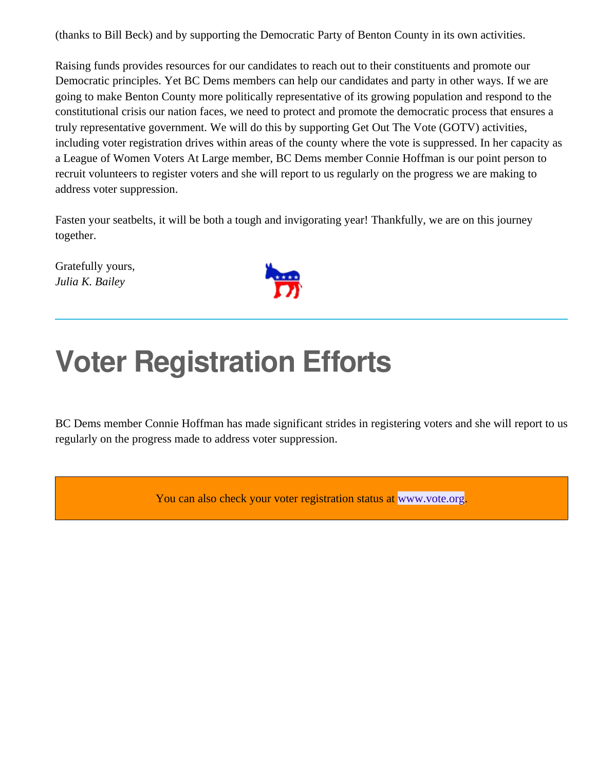(thanks to Bill Beck) and by supporting the Democratic Party of Benton County in its own activities.

Raising funds provides resources for our candidates to reach out to their constituents and promote our Democratic principles. Yet BC Dems members can help our candidates and party in other ways. If we are going to make Benton County more politically representative of its growing population and respond to the constitutional crisis our nation faces, we need to protect and promote the democratic process that ensures a truly representative government. We will do this by supporting Get Out The Vote (GOTV) activities, including voter registration drives within areas of the county where the vote is suppressed. In her capacity as a League of Women Voters At Large member, BC Dems member Connie Hoffman is our point person to recruit volunteers to register voters and she will report to us regularly on the progress we are making to address voter suppression.

Fasten your seatbelts, it will be both a tough and invigorating year! Thankfully, we are on this journey together.

Gratefully yours,
*Julia K. Bailey*

---

# Voter Registration Efforts

BC Dems member Connie Hoffman has made significant strides in registering voters and she will report to us regularly on the progress made to address voter suppression.

You can also check your voter registration status at www.vote.org.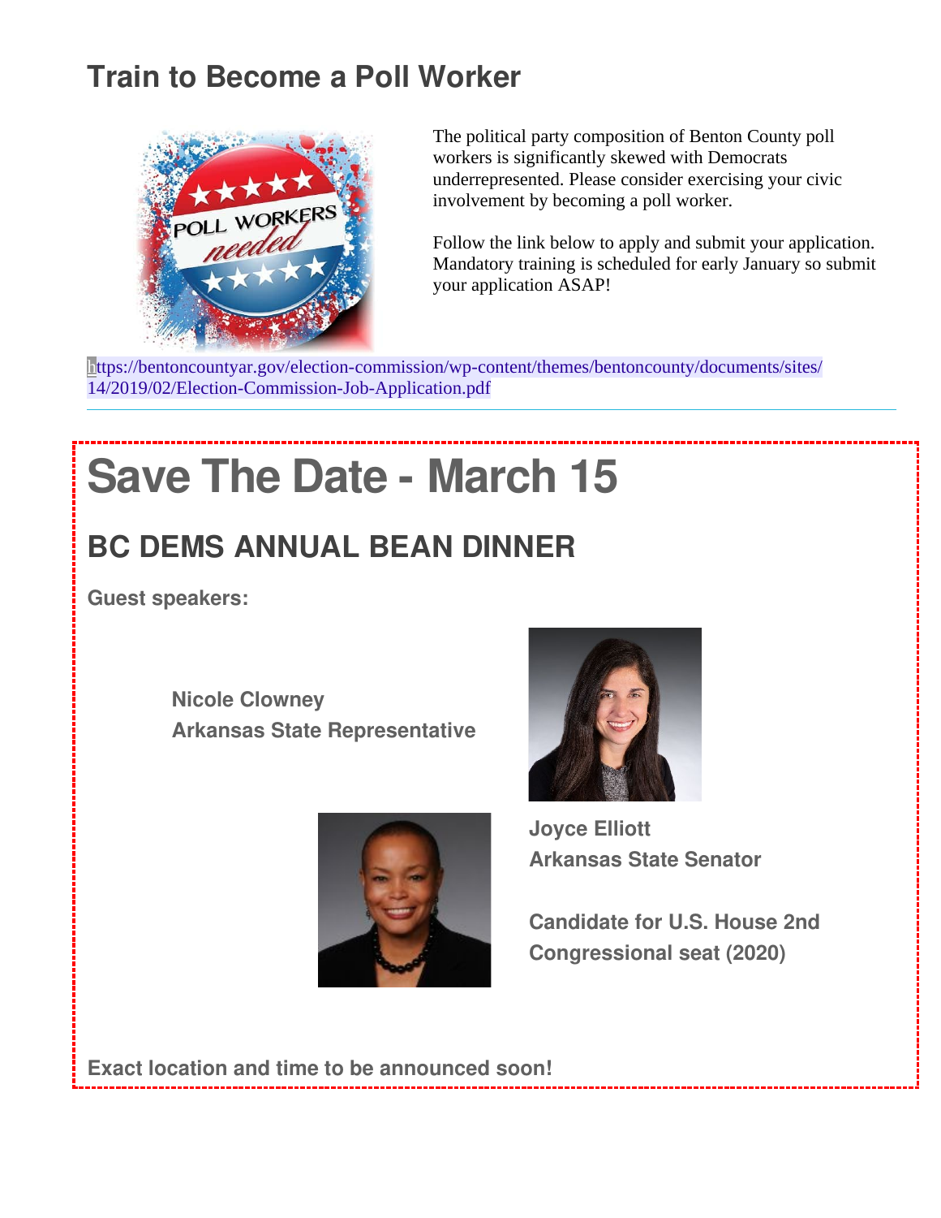## Train to Become a Poll Worker

The political party composition of Benton County poll workers is significantly skewed with Democrats underrepresented. Please consider exercising your civic involvement by becoming a poll worker.

Follow the link below to apply and submit your application. Mandatory training is scheduled for early January so submit your application ASAP!

https://bentoncountyar.gov/election-commission/wp-content/themes/bentoncounty/documents/sites/14/2019/02/Election-Commission-Job-Application.pdf

---

# Save The Date - March 15

## BC DEMS ANNUAL BEAN DINNER

**Guest speakers:**

**Nicole Clowney**
**Arkansas State Representative**

**Joyce Elliott**
**Arkansas State Senator**

**Candidate for U.S. House 2nd Congressional seat (2020)**

**Exact location and time to be announced soon!**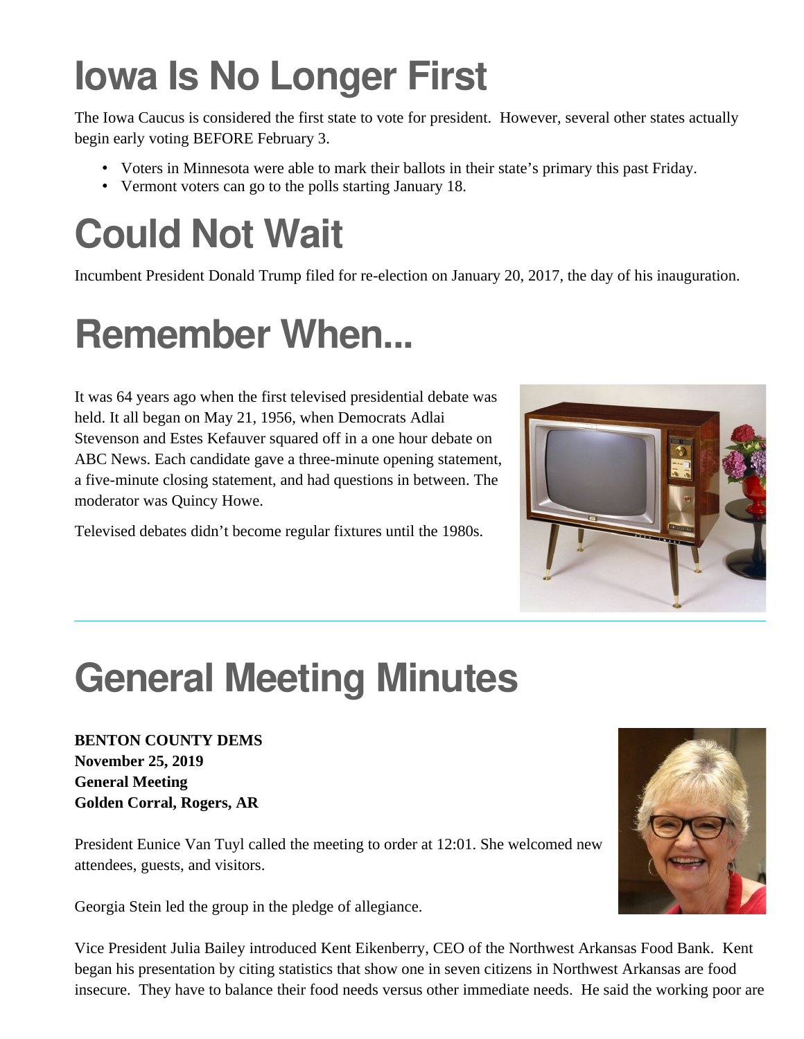# Iowa Is No Longer First

The Iowa Caucus is considered the first state to vote for president. However, several other states actually begin early voting BEFORE February 3.

- Voters in Minnesota were able to mark their ballots in their state's primary this past Friday.
- Vermont voters can go to the polls starting January 18.

# Could Not Wait

Incumbent President Donald Trump filed for re-election on January 20, 2017, the day of his inauguration.

# Remember When...

It was 64 years ago when the first televised presidential debate was held. It all began on May 21, 1956, when Democrats Adlai Stevenson and Estes Kefauver squared off in a one hour debate on ABC News. Each candidate gave a three-minute opening statement, a five-minute closing statement, and had questions in between. The moderator was Quincy Howe.

Televised debates didn't become regular fixtures until the 1980s.

---

# General Meeting Minutes

**BENTON COUNTY DEMS**
**November 25, 2019**
**General Meeting**
**Golden Corral, Rogers, AR**

President Eunice Van Tuyl called the meeting to order at 12:01. She welcomed new attendees, guests, and visitors.

Georgia Stein led the group in the pledge of allegiance.

Vice President Julia Bailey introduced Kent Eikenberry, CEO of the Northwest Arkansas Food Bank. Kent began his presentation by citing statistics that show one in seven citizens in Northwest Arkansas are food insecure. They have to balance their food needs versus other immediate needs. He said the working poor are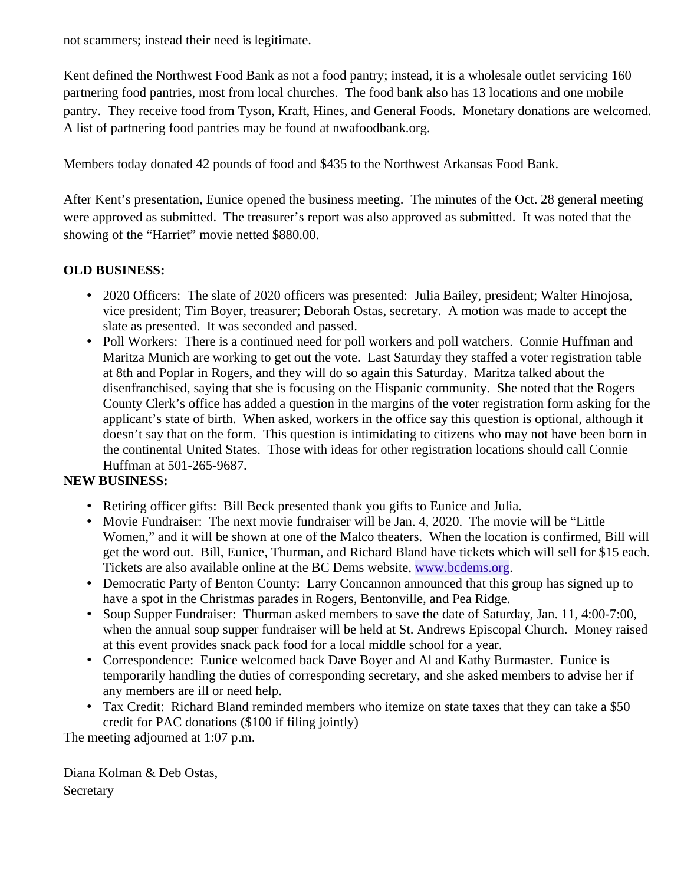not scammers; instead their need is legitimate.

Kent defined the Northwest Food Bank as not a food pantry; instead, it is a wholesale outlet servicing 160 partnering food pantries, most from local churches. The food bank also has 13 locations and one mobile pantry. They receive food from Tyson, Kraft, Hines, and General Foods. Monetary donations are welcomed. A list of partnering food pantries may be found at nwafoodbank.org.

Members today donated 42 pounds of food and $435 to the Northwest Arkansas Food Bank.

After Kent's presentation, Eunice opened the business meeting. The minutes of the Oct. 28 general meeting were approved as submitted. The treasurer's report was also approved as submitted. It was noted that the showing of the "Harriet" movie netted $880.00.

**OLD BUSINESS:**

- 2020 Officers: The slate of 2020 officers was presented: Julia Bailey, president; Walter Hinojosa, vice president; Tim Boyer, treasurer; Deborah Ostas, secretary. A motion was made to accept the slate as presented. It was seconded and passed.
- Poll Workers: There is a continued need for poll workers and poll watchers. Connie Huffman and Maritza Munich are working to get out the vote. Last Saturday they staffed a voter registration table at 8th and Poplar in Rogers, and they will do so again this Saturday. Maritza talked about the disenfranchised, saying that she is focusing on the Hispanic community. She noted that the Rogers County Clerk's office has added a question in the margins of the voter registration form asking for the applicant's state of birth. When asked, workers in the office say this question is optional, although it doesn't say that on the form. This question is intimidating to citizens who may not have been born in the continental United States. Those with ideas for other registration locations should call Connie Huffman at 501-265-9687.

**NEW BUSINESS:**

- Retiring officer gifts: Bill Beck presented thank you gifts to Eunice and Julia.
- Movie Fundraiser: The next movie fundraiser will be Jan. 4, 2020. The movie will be "Little Women," and it will be shown at one of the Malco theaters. When the location is confirmed, Bill will get the word out. Bill, Eunice, Thurman, and Richard Bland have tickets which will sell for $15 each. Tickets are also available online at the BC Dems website, www.bcdems.org.
- Democratic Party of Benton County: Larry Concannon announced that this group has signed up to have a spot in the Christmas parades in Rogers, Bentonville, and Pea Ridge.
- Soup Supper Fundraiser: Thurman asked members to save the date of Saturday, Jan. 11, 4:00-7:00, when the annual soup supper fundraiser will be held at St. Andrews Episcopal Church. Money raised at this event provides snack pack food for a local middle school for a year.
- Correspondence: Eunice welcomed back Dave Boyer and Al and Kathy Burmaster. Eunice is temporarily handling the duties of corresponding secretary, and she asked members to advise her if any members are ill or need help.
- Tax Credit: Richard Bland reminded members who itemize on state taxes that they can take a $50 credit for PAC donations ($100 if filing jointly)

The meeting adjourned at 1:07 p.m.

Diana Kolman & Deb Ostas,
Secretary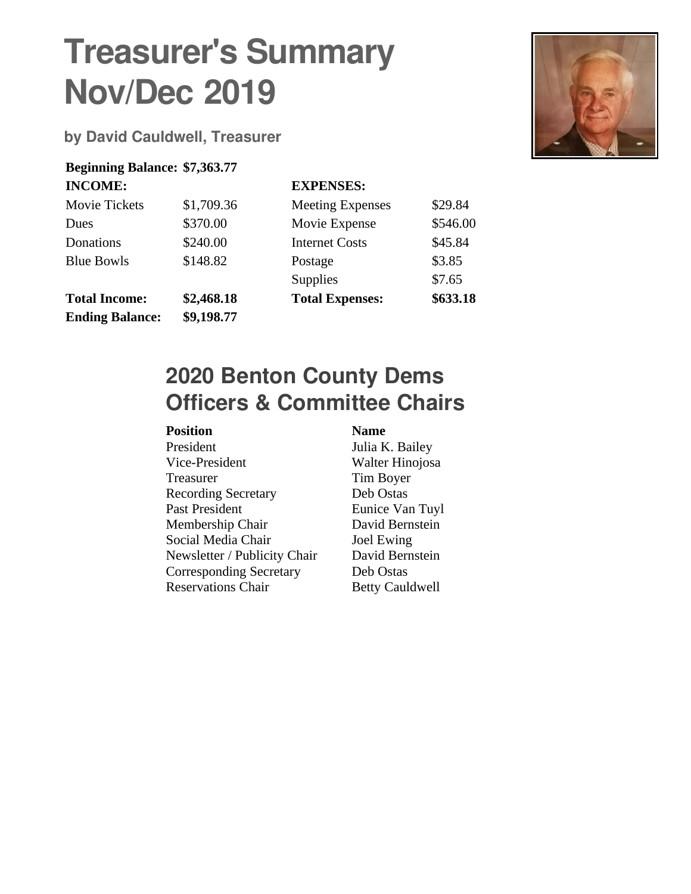# Treasurer's Summary Nov/Dec 2019

### by David Cauldwell, Treasurer

**Beginning Balance: $7,363.77**

| **INCOME:** | | **EXPENSES:** | |
|---|---|---|---|
| Movie Tickets | $1,709.36 | Meeting Expenses | $29.84 |
| Dues | $370.00 | Movie Expense | $546.00 |
| Donations | $240.00 | Internet Costs | $45.84 |
| Blue Bowls | $148.82 | Postage | $3.85 |
| | | Supplies | $7.65 |
| **Total Income:** | **$2,468.18** | **Total Expenses:** | **$633.18** |
| **Ending Balance:** | **$9,198.77** | | |

## 2020 Benton County Dems Officers & Committee Chairs

| **Position** | **Name** |
|---|---|
| President | Julia K. Bailey |
| Vice-President | Walter Hinojosa |
| Treasurer | Tim Boyer |
| Recording Secretary | Deb Ostas |
| Past President | Eunice Van Tuyl |
| Membership Chair | David Bernstein |
| Social Media Chair | Joel Ewing |
| Newsletter / Publicity Chair | David Bernstein |
| Corresponding Secretary | Deb Ostas |
| Reservations Chair | Betty Cauldwell |